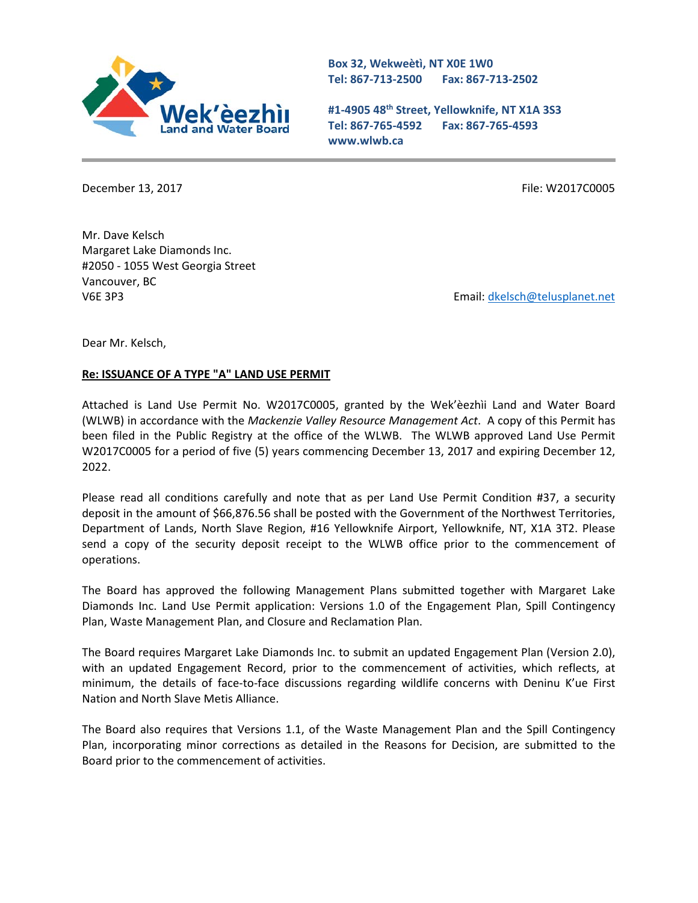Wek'èezhìı Land and Water Board

Box 32, Wekweètì, NT X0E 1W0
Tel: 867-713-2500 Fax: 867-713-2502

#1-4905 48th Street, Yellowknife, NT X1A 3S3
Tel: 867-765-4592 Fax: 867-765-4593
www.wlwb.ca

December 13, 2017

File: W2017C0005

Mr. Dave Kelsch
Margaret Lake Diamonds Inc.
#2050 - 1055 West Georgia Street
Vancouver, BC
V6E 3P3

Email: dkelsch@telusplanet.net

Dear Mr. Kelsch,

**Re: ISSUANCE OF A TYPE "A" LAND USE PERMIT**

Attached is Land Use Permit No. W2017C0005, granted by the Wek'èezhìi Land and Water Board (WLWB) in accordance with the *Mackenzie Valley Resource Management Act*. A copy of this Permit has been filed in the Public Registry at the office of the WLWB. The WLWB approved Land Use Permit W2017C0005 for a period of five (5) years commencing December 13, 2017 and expiring December 12, 2022.

Please read all conditions carefully and note that as per Land Use Permit Condition #37, a security deposit in the amount of $66,876.56 shall be posted with the Government of the Northwest Territories, Department of Lands, North Slave Region, #16 Yellowknife Airport, Yellowknife, NT, X1A 3T2. Please send a copy of the security deposit receipt to the WLWB office prior to the commencement of operations.

The Board has approved the following Management Plans submitted together with Margaret Lake Diamonds Inc. Land Use Permit application: Versions 1.0 of the Engagement Plan, Spill Contingency Plan, Waste Management Plan, and Closure and Reclamation Plan.

The Board requires Margaret Lake Diamonds Inc. to submit an updated Engagement Plan (Version 2.0), with an updated Engagement Record, prior to the commencement of activities, which reflects, at minimum, the details of face-to-face discussions regarding wildlife concerns with Deninu K'ue First Nation and North Slave Metis Alliance.

The Board also requires that Versions 1.1, of the Waste Management Plan and the Spill Contingency Plan, incorporating minor corrections as detailed in the Reasons for Decision, are submitted to the Board prior to the commencement of activities.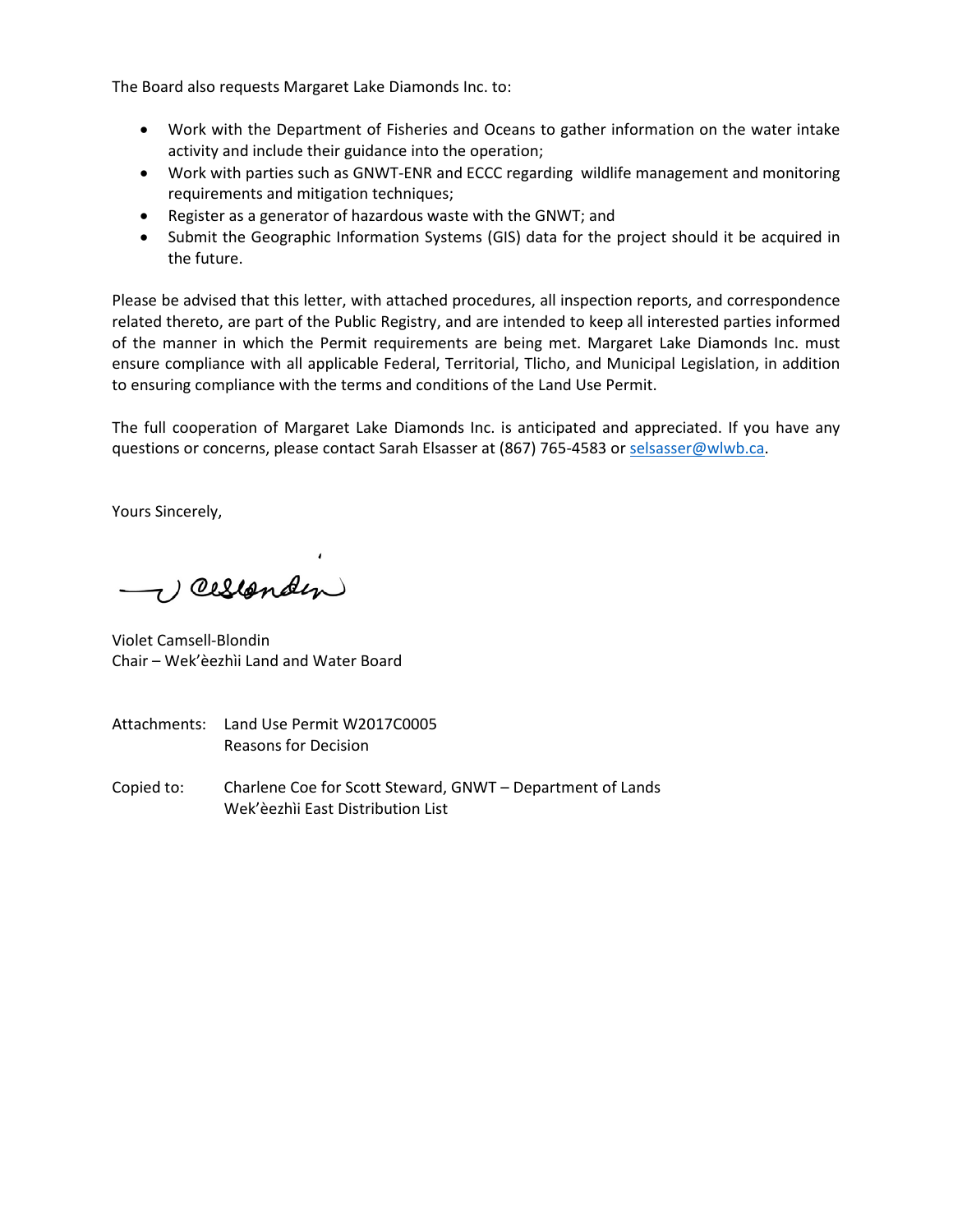The Board also requests Margaret Lake Diamonds Inc. to:

- Work with the Department of Fisheries and Oceans to gather information on the water intake activity and include their guidance into the operation;
- Work with parties such as GNWT-ENR and ECCC regarding wildlife management and monitoring requirements and mitigation techniques;
- Register as a generator of hazardous waste with the GNWT; and
- Submit the Geographic Information Systems (GIS) data for the project should it be acquired in the future.

Please be advised that this letter, with attached procedures, all inspection reports, and correspondence related thereto, are part of the Public Registry, and are intended to keep all interested parties informed of the manner in which the Permit requirements are being met. Margaret Lake Diamonds Inc. must ensure compliance with all applicable Federal, Territorial, Tlicho, and Municipal Legislation, in addition to ensuring compliance with the terms and conditions of the Land Use Permit.

The full cooperation of Margaret Lake Diamonds Inc. is anticipated and appreciated. If you have any questions or concerns, please contact Sarah Elsasser at (867) 765-4583 or selsasser@wlwb.ca.

Yours Sincerely,

Violet Camsell-Blondin
Chair – Wek'èezhìi Land and Water Board

Attachments: Land Use Permit W2017C0005
Reasons for Decision

Copied to: Charlene Coe for Scott Steward, GNWT – Department of Lands
Wek'èezhìi East Distribution List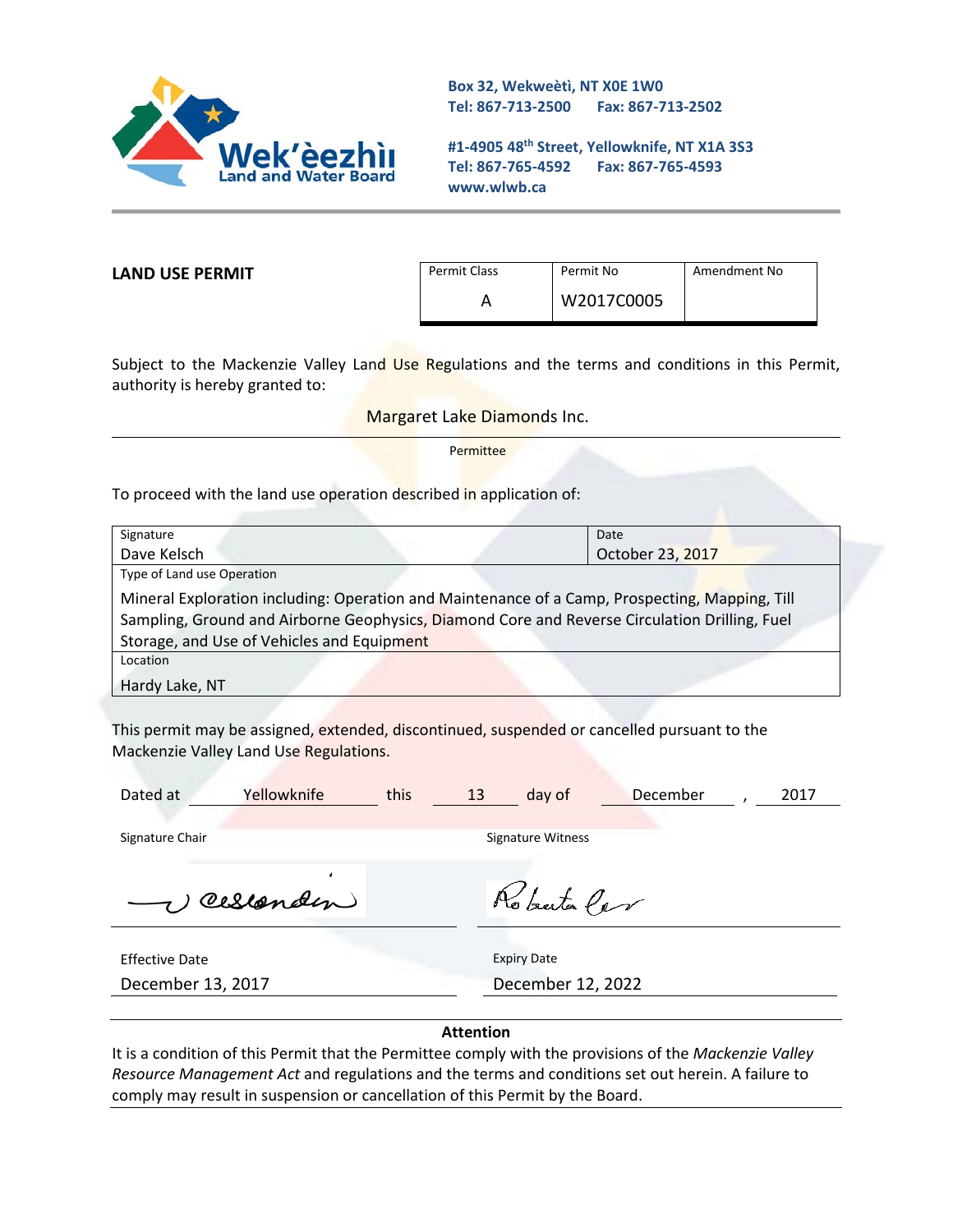Box 32, Wekweètì, NT X0E 1W0
Tel: 867-713-2500 Fax: 867-713-2502

#1-4905 48th Street, Yellowknife, NT X1A 3S3
Tel: 867-765-4592 Fax: 867-765-4593
www.wlwb.ca

**LAND USE PERMIT**

| Permit Class | Permit No | Amendment No |
|---|---|---|
| A | W2017C0005 | |

Subject to the Mackenzie Valley Land Use Regulations and the terms and conditions in this Permit, authority is hereby granted to:

Margaret Lake Diamonds Inc.

Permittee

To proceed with the land use operation described in application of:

| Signature | Date |
|---|---|
| Dave Kelsch | October 23, 2017 |
| **Type of Land use Operation** | |
| Mineral Exploration including: Operation and Maintenance of a Camp, Prospecting, Mapping, Till Sampling, Ground and Airborne Geophysics, Diamond Core and Reverse Circulation Drilling, Fuel Storage, and Use of Vehicles and Equipment | |
| **Location** | |
| Hardy Lake, NT | |

This permit may be assigned, extended, discontinued, suspended or cancelled pursuant to the Mackenzie Valley Land Use Regulations.

Dated at Yellowknife this 13 day of December , 2017

Signature Chair

Signature Witness

Effective Date
December 13, 2017

Expiry Date
December 12, 2022

**Attention**

It is a condition of this Permit that the Permittee comply with the provisions of the *Mackenzie Valley Resource Management Act* and regulations and the terms and conditions set out herein. A failure to comply may result in suspension or cancellation of this Permit by the Board.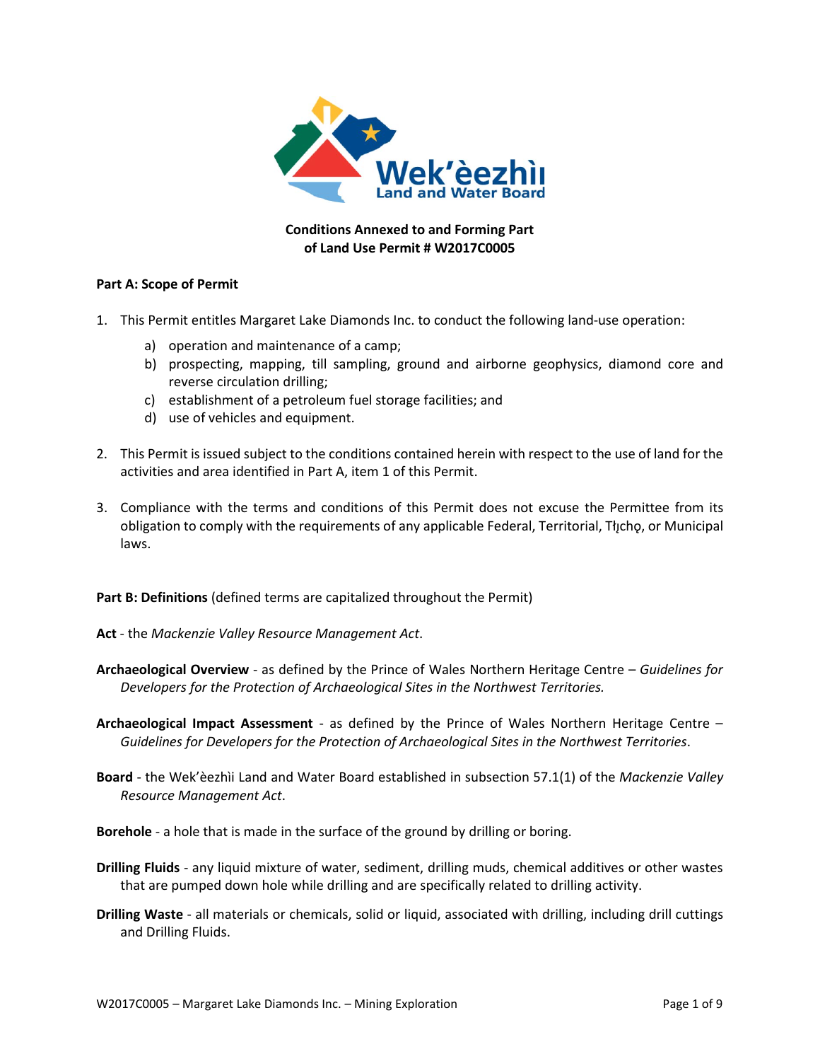**Conditions Annexed to and Forming Part of Land Use Permit # W2017C0005**

**Part A: Scope of Permit**

1. This Permit entitles Margaret Lake Diamonds Inc. to conduct the following land-use operation:
    a) operation and maintenance of a camp;
    b) prospecting, mapping, till sampling, ground and airborne geophysics, diamond core and reverse circulation drilling;
    c) establishment of a petroleum fuel storage facilities; and
    d) use of vehicles and equipment.

2. This Permit is issued subject to the conditions contained herein with respect to the use of land for the activities and area identified in Part A, item 1 of this Permit.

3. Compliance with the terms and conditions of this Permit does not excuse the Permittee from its obligation to comply with the requirements of any applicable Federal, Territorial, Tłįchǫ, or Municipal laws.

**Part B: Definitions** (defined terms are capitalized throughout the Permit)

**Act** - the *Mackenzie Valley Resource Management Act*.

**Archaeological Overview** - as defined by the Prince of Wales Northern Heritage Centre – *Guidelines for Developers for the Protection of Archaeological Sites in the Northwest Territories.*

**Archaeological Impact Assessment** - as defined by the Prince of Wales Northern Heritage Centre – *Guidelines for Developers for the Protection of Archaeological Sites in the Northwest Territories*.

**Board** - the Wek'èezhìi Land and Water Board established in subsection 57.1(1) of the *Mackenzie Valley Resource Management Act*.

**Borehole** - a hole that is made in the surface of the ground by drilling or boring.

**Drilling Fluids** - any liquid mixture of water, sediment, drilling muds, chemical additives or other wastes that are pumped down hole while drilling and are specifically related to drilling activity.

**Drilling Waste** - all materials or chemicals, solid or liquid, associated with drilling, including drill cuttings and Drilling Fluids.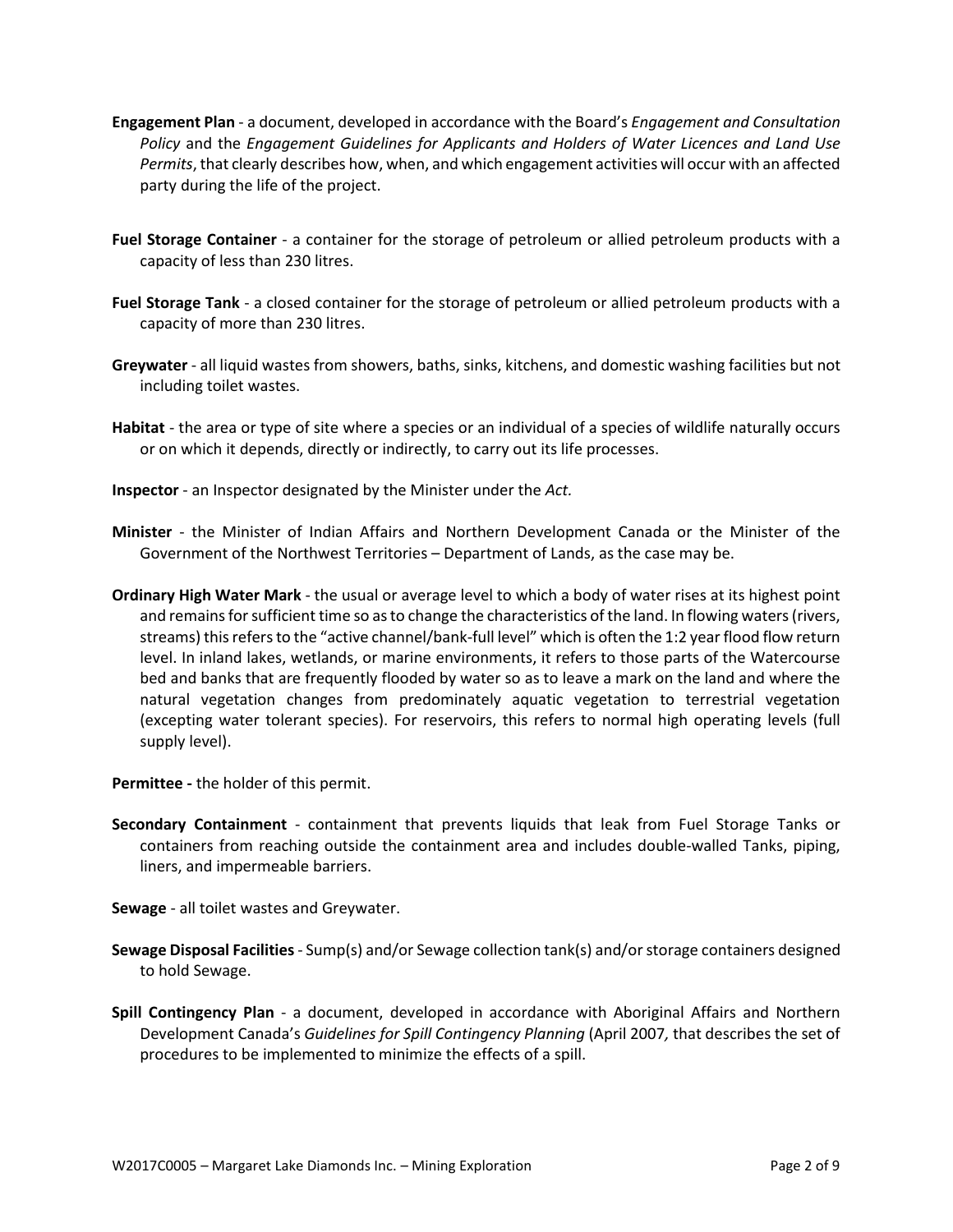**Engagement Plan** - a document, developed in accordance with the Board's *Engagement and Consultation Policy* and the *Engagement Guidelines for Applicants and Holders of Water Licences and Land Use Permits*, that clearly describes how, when, and which engagement activities will occur with an affected party during the life of the project.

**Fuel Storage Container** - a container for the storage of petroleum or allied petroleum products with a capacity of less than 230 litres.

**Fuel Storage Tank** - a closed container for the storage of petroleum or allied petroleum products with a capacity of more than 230 litres.

**Greywater** - all liquid wastes from showers, baths, sinks, kitchens, and domestic washing facilities but not including toilet wastes.

**Habitat** - the area or type of site where a species or an individual of a species of wildlife naturally occurs or on which it depends, directly or indirectly, to carry out its life processes.

**Inspector** - an Inspector designated by the Minister under the *Act.*

**Minister** - the Minister of Indian Affairs and Northern Development Canada or the Minister of the Government of the Northwest Territories – Department of Lands, as the case may be.

**Ordinary High Water Mark** - the usual or average level to which a body of water rises at its highest point and remains for sufficient time so as to change the characteristics of the land. In flowing waters (rivers, streams) this refers to the "active channel/bank-full level" which is often the 1:2 year flood flow return level. In inland lakes, wetlands, or marine environments, it refers to those parts of the Watercourse bed and banks that are frequently flooded by water so as to leave a mark on the land and where the natural vegetation changes from predominately aquatic vegetation to terrestrial vegetation (excepting water tolerant species). For reservoirs, this refers to normal high operating levels (full supply level).

**Permittee -** the holder of this permit.

**Secondary Containment** - containment that prevents liquids that leak from Fuel Storage Tanks or containers from reaching outside the containment area and includes double-walled Tanks, piping, liners, and impermeable barriers.

**Sewage** - all toilet wastes and Greywater.

**Sewage Disposal Facilities** - Sump(s) and/or Sewage collection tank(s) and/or storage containers designed to hold Sewage.

**Spill Contingency Plan** - a document, developed in accordance with Aboriginal Affairs and Northern Development Canada's *Guidelines for Spill Contingency Planning* (April 2007*,* that describes the set of procedures to be implemented to minimize the effects of a spill.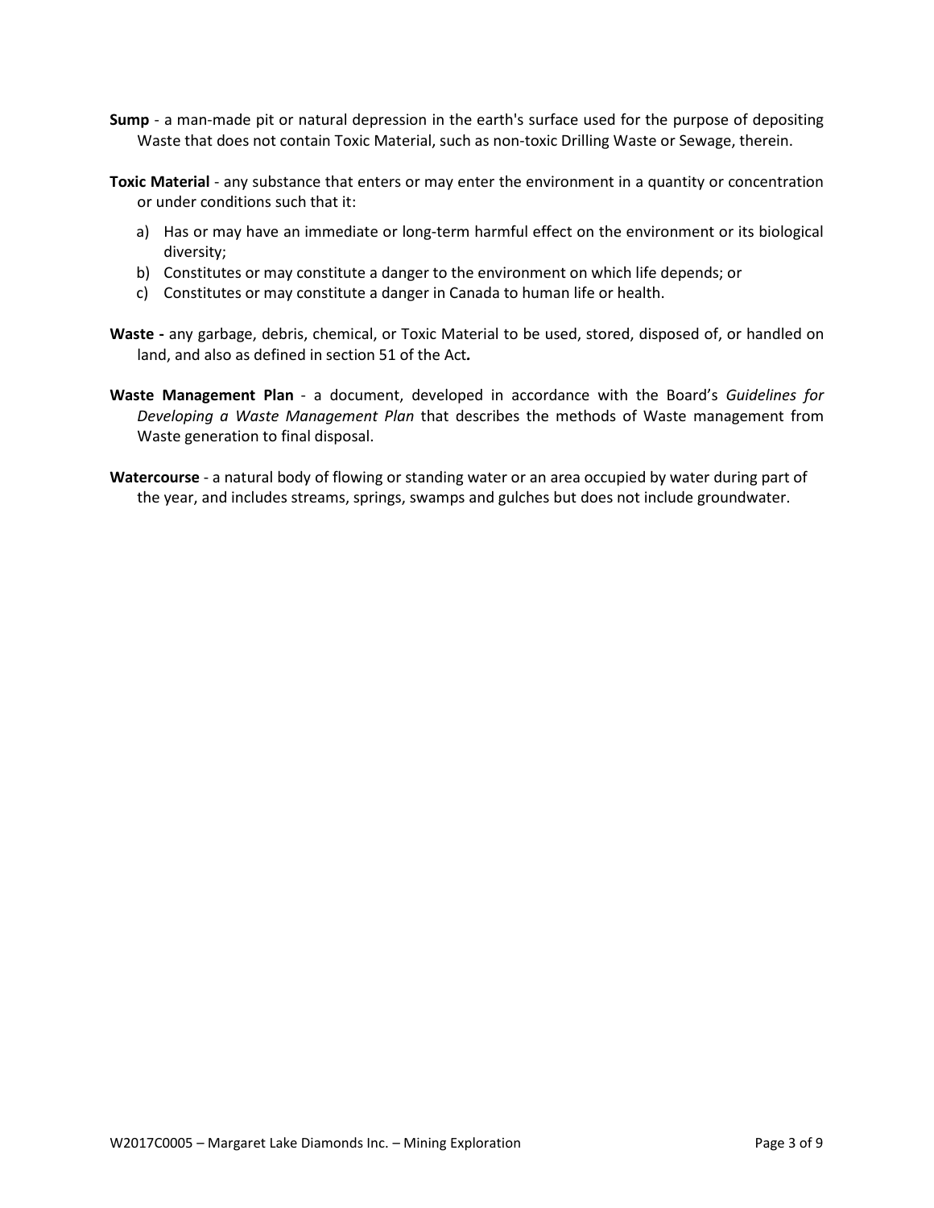**Sump** - a man-made pit or natural depression in the earth's surface used for the purpose of depositing Waste that does not contain Toxic Material, such as non-toxic Drilling Waste or Sewage, therein.

**Toxic Material** - any substance that enters or may enter the environment in a quantity or concentration or under conditions such that it:

a) Has or may have an immediate or long-term harmful effect on the environment or its biological diversity;
b) Constitutes or may constitute a danger to the environment on which life depends; or
c) Constitutes or may constitute a danger in Canada to human life or health.

**Waste -** any garbage, debris, chemical, or Toxic Material to be used, stored, disposed of, or handled on land, and also as defined in section 51 of the Act**.**

**Waste Management Plan** - a document, developed in accordance with the Board's *Guidelines for Developing a Waste Management Plan* that describes the methods of Waste management from Waste generation to final disposal.

**Watercourse** - a natural body of flowing or standing water or an area occupied by water during part of the year, and includes streams, springs, swamps and gulches but does not include groundwater.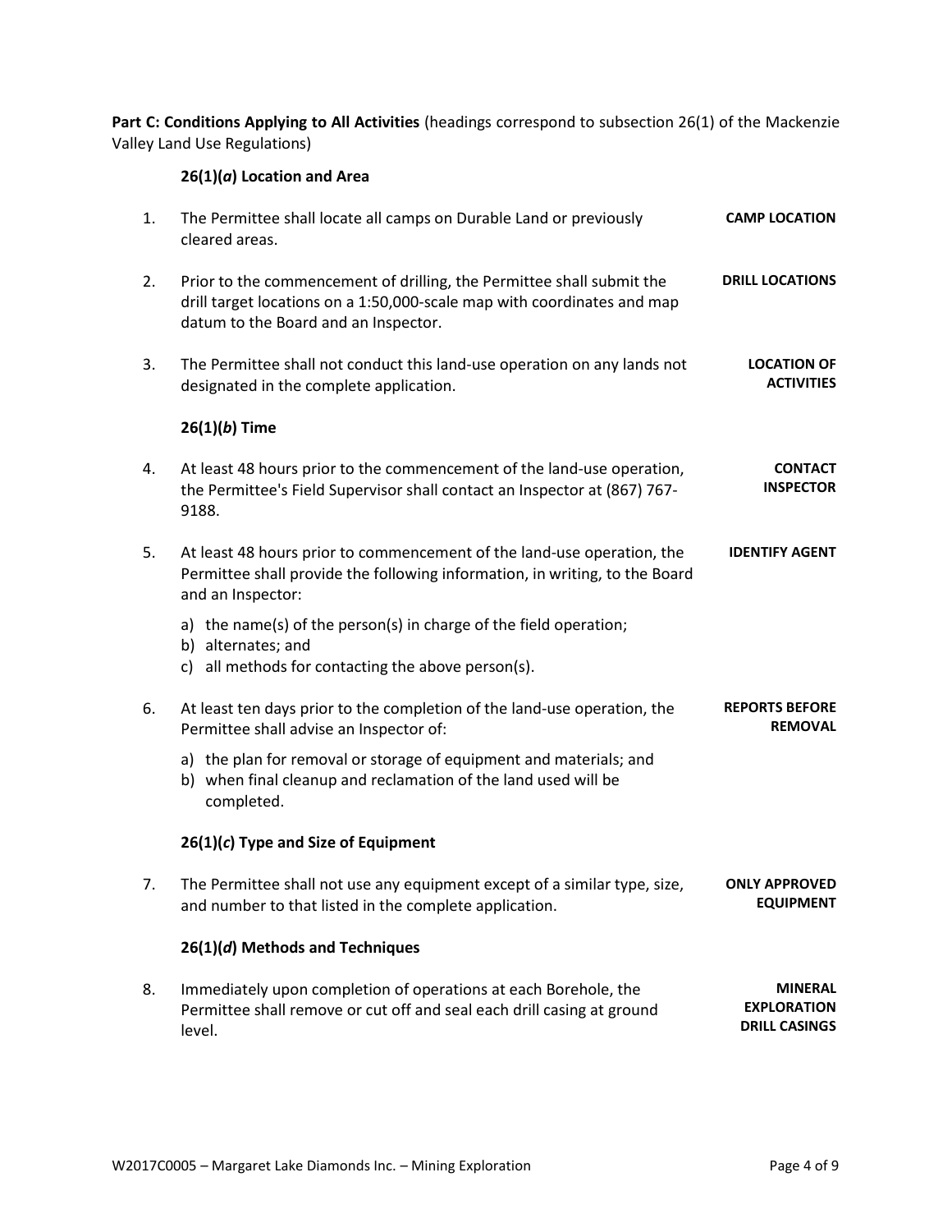**Part C: Conditions Applying to All Activities** (headings correspond to subsection 26(1) of the Mackenzie Valley Land Use Regulations)

### 26(1)(*a*) Location and Area

| | | |
|---|---|---|
| 1. | The Permittee shall locate all camps on Durable Land or previously cleared areas. | **CAMP LOCATION** |
| 2. | Prior to the commencement of drilling, the Permittee shall submit the drill target locations on a 1:50,000-scale map with coordinates and map datum to the Board and an Inspector. | **DRILL LOCATIONS** |
| 3. | The Permittee shall not conduct this land-use operation on any lands not designated in the complete application. | **LOCATION OF ACTIVITIES** |

### 26(1)(*b*) Time

| | | |
|---|---|---|
| 4. | At least 48 hours prior to the commencement of the land-use operation, the Permittee's Field Supervisor shall contact an Inspector at (867) 767-9188. | **CONTACT INSPECTOR** |
| 5. | At least 48 hours prior to commencement of the land-use operation, the Permittee shall provide the following information, in writing, to the Board and an Inspector:<br>a) the name(s) of the person(s) in charge of the field operation;<br>b) alternates; and<br>c) all methods for contacting the above person(s). | **IDENTIFY AGENT** |
| 6. | At least ten days prior to the completion of the land-use operation, the Permittee shall advise an Inspector of:<br>a) the plan for removal or storage of equipment and materials; and<br>b) when final cleanup and reclamation of the land used will be completed. | **REPORTS BEFORE REMOVAL** |

### 26(1)(*c*) Type and Size of Equipment

| | | |
|---|---|---|
| 7. | The Permittee shall not use any equipment except of a similar type, size, and number to that listed in the complete application. | **ONLY APPROVED EQUIPMENT** |

### 26(1)(*d*) Methods and Techniques

| | | |
|---|---|---|
| 8. | Immediately upon completion of operations at each Borehole, the Permittee shall remove or cut off and seal each drill casing at ground level. | **MINERAL EXPLORATION DRILL CASINGS** |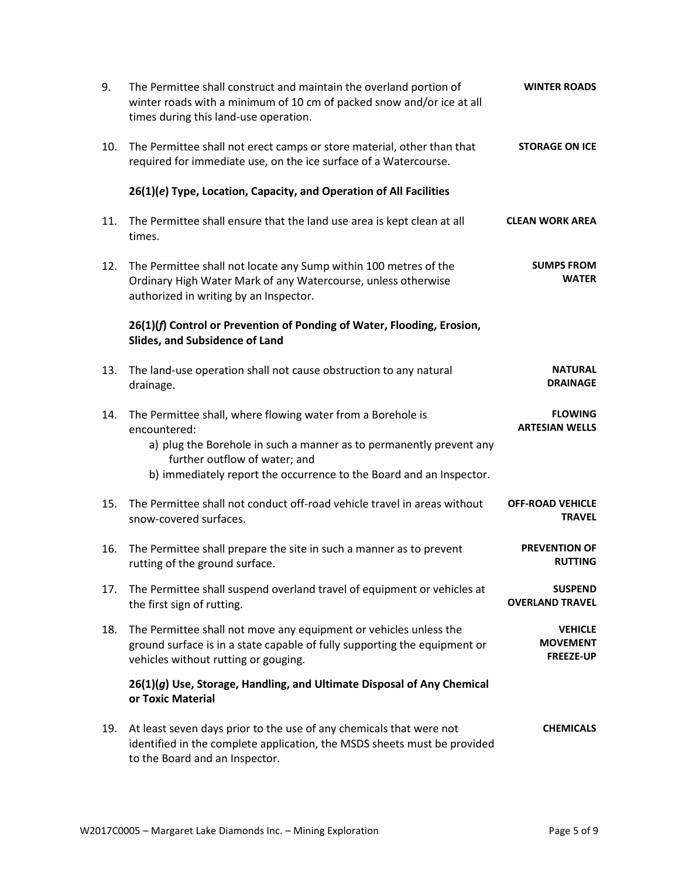9. The Permittee shall construct and maintain the overland portion of winter roads with a minimum of 10 cm of packed snow and/or ice at all times during this land-use operation. **WINTER ROADS**

10. The Permittee shall not erect camps or store material, other than that required for immediate use, on the ice surface of a Watercourse. **STORAGE ON ICE**

**26(1)(*e*) Type, Location, Capacity, and Operation of All Facilities**

11. The Permittee shall ensure that the land use area is kept clean at all times. **CLEAN WORK AREA**

12. The Permittee shall not locate any Sump within 100 metres of the Ordinary High Water Mark of any Watercourse, unless otherwise authorized in writing by an Inspector. **SUMPS FROM WATER**

**26(1)(*f*) Control or Prevention of Ponding of Water, Flooding, Erosion, Slides, and Subsidence of Land**

13. The land-use operation shall not cause obstruction to any natural drainage. **NATURAL DRAINAGE**

14. The Permittee shall, where flowing water from a Borehole is encountered: **FLOWING ARTESIAN WELLS**
    a) plug the Borehole in such a manner as to permanently prevent any further outflow of water; and
    b) immediately report the occurrence to the Board and an Inspector.

15. The Permittee shall not conduct off-road vehicle travel in areas without snow-covered surfaces. **OFF-ROAD VEHICLE TRAVEL**

16. The Permittee shall prepare the site in such a manner as to prevent rutting of the ground surface. **PREVENTION OF RUTTING**

17. The Permittee shall suspend overland travel of equipment or vehicles at the first sign of rutting. **SUSPEND OVERLAND TRAVEL**

18. The Permittee shall not move any equipment or vehicles unless the ground surface is in a state capable of fully supporting the equipment or vehicles without rutting or gouging. **VEHICLE MOVEMENT FREEZE-UP**

**26(1)(*g*) Use, Storage, Handling, and Ultimate Disposal of Any Chemical or Toxic Material**

19. At least seven days prior to the use of any chemicals that were not identified in the complete application, the MSDS sheets must be provided to the Board and an Inspector. **CHEMICALS**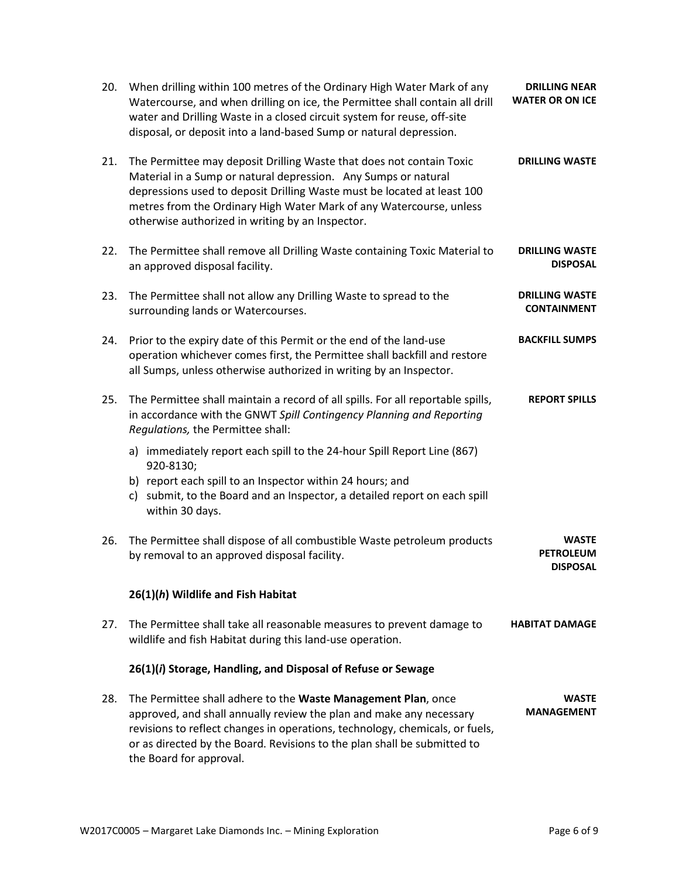20. When drilling within 100 metres of the Ordinary High Water Mark of any Watercourse, and when drilling on ice, the Permittee shall contain all drill water and Drilling Waste in a closed circuit system for reuse, off-site disposal, or deposit into a land-based Sump or natural depression. **DRILLING NEAR WATER OR ON ICE**

21. The Permittee may deposit Drilling Waste that does not contain Toxic Material in a Sump or natural depression. Any Sumps or natural depressions used to deposit Drilling Waste must be located at least 100 metres from the Ordinary High Water Mark of any Watercourse, unless otherwise authorized in writing by an Inspector. **DRILLING WASTE**

22. The Permittee shall remove all Drilling Waste containing Toxic Material to an approved disposal facility. **DRILLING WASTE DISPOSAL**

23. The Permittee shall not allow any Drilling Waste to spread to the surrounding lands or Watercourses. **DRILLING WASTE CONTAINMENT**

24. Prior to the expiry date of this Permit or the end of the land-use operation whichever comes first, the Permittee shall backfill and restore all Sumps, unless otherwise authorized in writing by an Inspector. **BACKFILL SUMPS**

25. The Permittee shall maintain a record of all spills. For all reportable spills, in accordance with the GNWT *Spill Contingency Planning and Reporting Regulations,* the Permittee shall: **REPORT SPILLS**

    a) immediately report each spill to the 24-hour Spill Report Line (867) 920-8130;
    b) report each spill to an Inspector within 24 hours; and
    c) submit, to the Board and an Inspector, a detailed report on each spill within 30 days.

26. The Permittee shall dispose of all combustible Waste petroleum products by removal to an approved disposal facility. **WASTE PETROLEUM DISPOSAL**

### 26(1)(*h*) Wildlife and Fish Habitat

27. The Permittee shall take all reasonable measures to prevent damage to wildlife and fish Habitat during this land-use operation. **HABITAT DAMAGE**

### 26(1)(*i*) Storage, Handling, and Disposal of Refuse or Sewage

28. The Permittee shall adhere to the **Waste Management Plan**, once approved, and shall annually review the plan and make any necessary revisions to reflect changes in operations, technology, chemicals, or fuels, or as directed by the Board. Revisions to the plan shall be submitted to the Board for approval. **WASTE MANAGEMENT**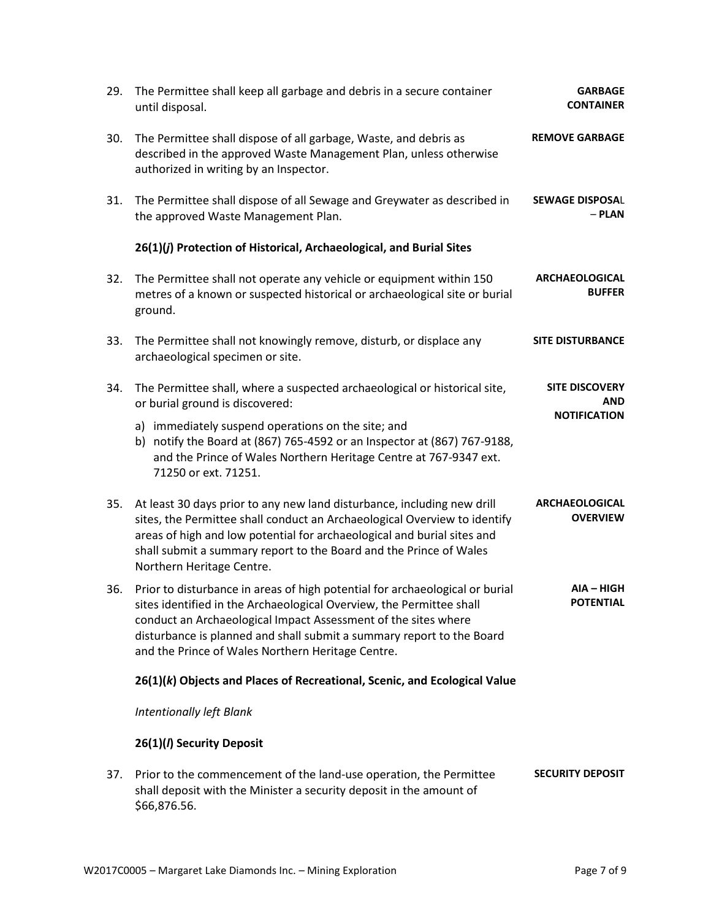29. The Permittee shall keep all garbage and debris in a secure container until disposal. **GARBAGE CONTAINER**

30. The Permittee shall dispose of all garbage, Waste, and debris as described in the approved Waste Management Plan, unless otherwise authorized in writing by an Inspector. **REMOVE GARBAGE**

31. The Permittee shall dispose of all Sewage and Greywater as described in the approved Waste Management Plan. **SEWAGE DISPOSAL – PLAN**

**26(1)(*j*) Protection of Historical, Archaeological, and Burial Sites**

32. The Permittee shall not operate any vehicle or equipment within 150 metres of a known or suspected historical or archaeological site or burial ground. **ARCHAEOLOGICAL BUFFER**

33. The Permittee shall not knowingly remove, disturb, or displace any archaeological specimen or site. **SITE DISTURBANCE**

34. The Permittee shall, where a suspected archaeological or historical site, or burial ground is discovered: **SITE DISCOVERY AND NOTIFICATION**
    a) immediately suspend operations on the site; and
    b) notify the Board at (867) 765-4592 or an Inspector at (867) 767-9188, and the Prince of Wales Northern Heritage Centre at 767-9347 ext. 71250 or ext. 71251.

35. At least 30 days prior to any new land disturbance, including new drill sites, the Permittee shall conduct an Archaeological Overview to identify areas of high and low potential for archaeological and burial sites and shall submit a summary report to the Board and the Prince of Wales Northern Heritage Centre. **ARCHAEOLOGICAL OVERVIEW**

36. Prior to disturbance in areas of high potential for archaeological or burial sites identified in the Archaeological Overview, the Permittee shall conduct an Archaeological Impact Assessment of the sites where disturbance is planned and shall submit a summary report to the Board and the Prince of Wales Northern Heritage Centre. **AIA – HIGH POTENTIAL**

**26(1)(*k*) Objects and Places of Recreational, Scenic, and Ecological Value**

*Intentionally left Blank*

**26(1)(*l*) Security Deposit**

37. Prior to the commencement of the land-use operation, the Permittee shall deposit with the Minister a security deposit in the amount of $66,876.56. **SECURITY DEPOSIT**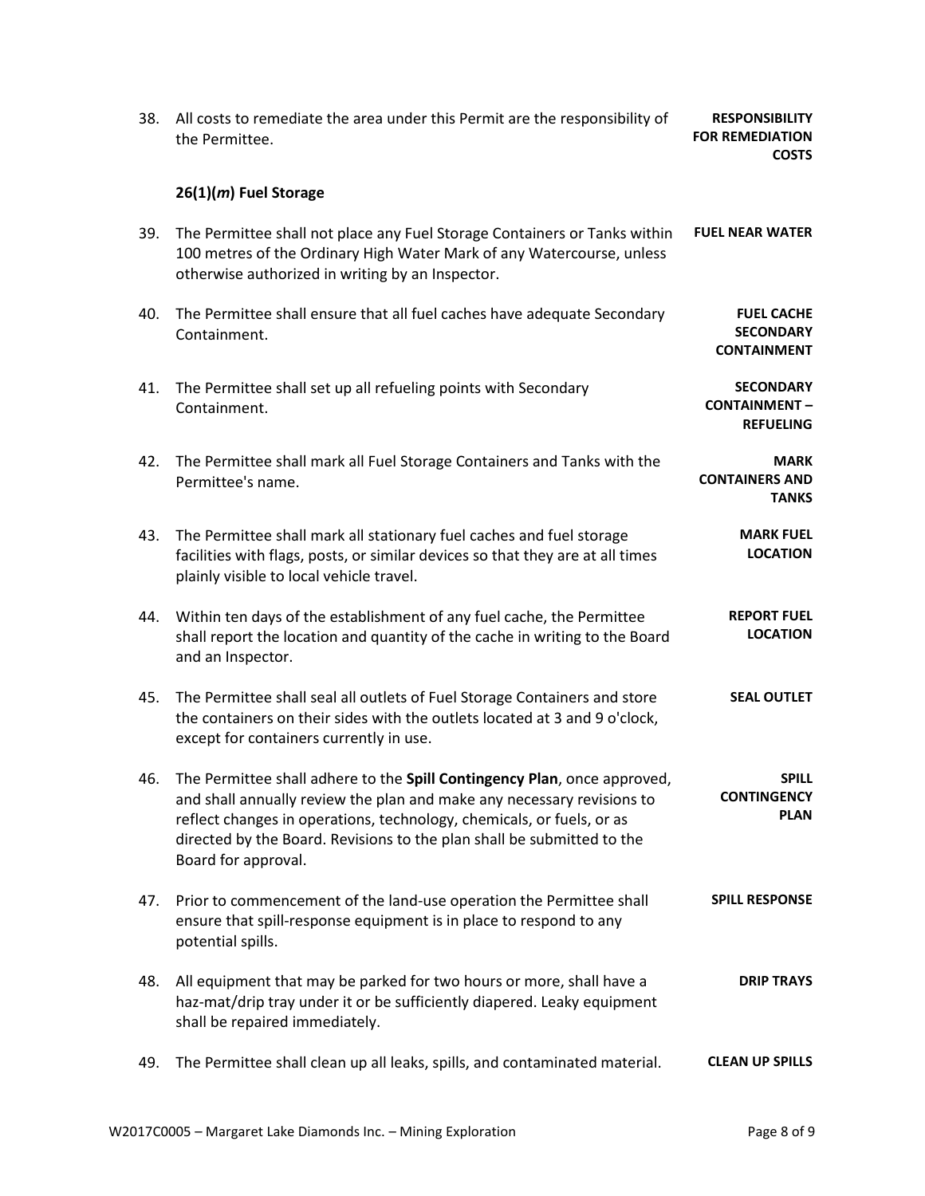38. All costs to remediate the area under this Permit are the responsibility of the Permittee. **RESPONSIBILITY FOR REMEDIATION COSTS**

**26(1)(*m*) Fuel Storage**

39. The Permittee shall not place any Fuel Storage Containers or Tanks within 100 metres of the Ordinary High Water Mark of any Watercourse, unless otherwise authorized in writing by an Inspector. **FUEL NEAR WATER**

40. The Permittee shall ensure that all fuel caches have adequate Secondary Containment. **FUEL CACHE SECONDARY CONTAINMENT**

41. The Permittee shall set up all refueling points with Secondary Containment. **SECONDARY CONTAINMENT – REFUELING**

42. The Permittee shall mark all Fuel Storage Containers and Tanks with the Permittee's name. **MARK CONTAINERS AND TANKS**

43. The Permittee shall mark all stationary fuel caches and fuel storage facilities with flags, posts, or similar devices so that they are at all times plainly visible to local vehicle travel. **MARK FUEL LOCATION**

44. Within ten days of the establishment of any fuel cache, the Permittee shall report the location and quantity of the cache in writing to the Board and an Inspector. **REPORT FUEL LOCATION**

45. The Permittee shall seal all outlets of Fuel Storage Containers and store the containers on their sides with the outlets located at 3 and 9 o'clock, except for containers currently in use. **SEAL OUTLET**

46. The Permittee shall adhere to the **Spill Contingency Plan**, once approved, and shall annually review the plan and make any necessary revisions to reflect changes in operations, technology, chemicals, or fuels, or as directed by the Board. Revisions to the plan shall be submitted to the Board for approval. **SPILL CONTINGENCY PLAN**

47. Prior to commencement of the land-use operation the Permittee shall ensure that spill-response equipment is in place to respond to any potential spills. **SPILL RESPONSE**

48. All equipment that may be parked for two hours or more, shall have a haz-mat/drip tray under it or be sufficiently diapered. Leaky equipment shall be repaired immediately. **DRIP TRAYS**

49. The Permittee shall clean up all leaks, spills, and contaminated material. **CLEAN UP SPILLS**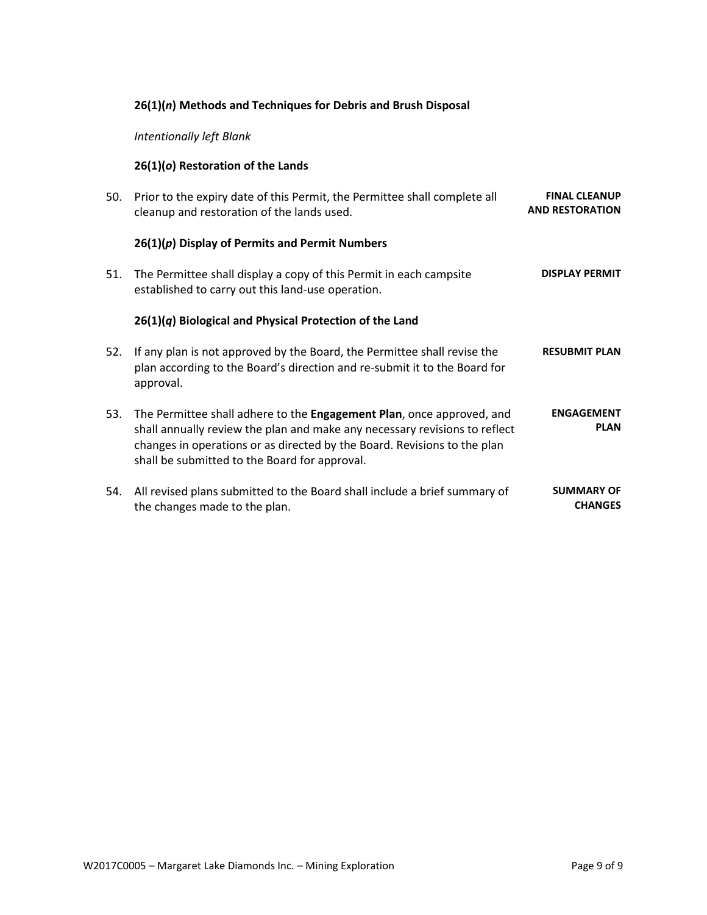### 26(1)(*n*) Methods and Techniques for Debris and Brush Disposal

*Intentionally left Blank*

### 26(1)(*o*) Restoration of the Lands

| | | |
|---|---|---|
| 50. | Prior to the expiry date of this Permit, the Permittee shall complete all cleanup and restoration of the lands used. | **FINAL CLEANUP AND RESTORATION** |

### 26(1)(*p*) Display of Permits and Permit Numbers

| | | |
|---|---|---|
| 51. | The Permittee shall display a copy of this Permit in each campsite established to carry out this land-use operation. | **DISPLAY PERMIT** |

### 26(1)(*q*) Biological and Physical Protection of the Land

| | | |
|---|---|---|
| 52. | If any plan is not approved by the Board, the Permittee shall revise the plan according to the Board's direction and re-submit it to the Board for approval. | **RESUBMIT PLAN** |
| 53. | The Permittee shall adhere to the **Engagement Plan**, once approved, and shall annually review the plan and make any necessary revisions to reflect changes in operations or as directed by the Board. Revisions to the plan shall be submitted to the Board for approval. | **ENGAGEMENT PLAN** |
| 54. | All revised plans submitted to the Board shall include a brief summary of the changes made to the plan. | **SUMMARY OF CHANGES** |